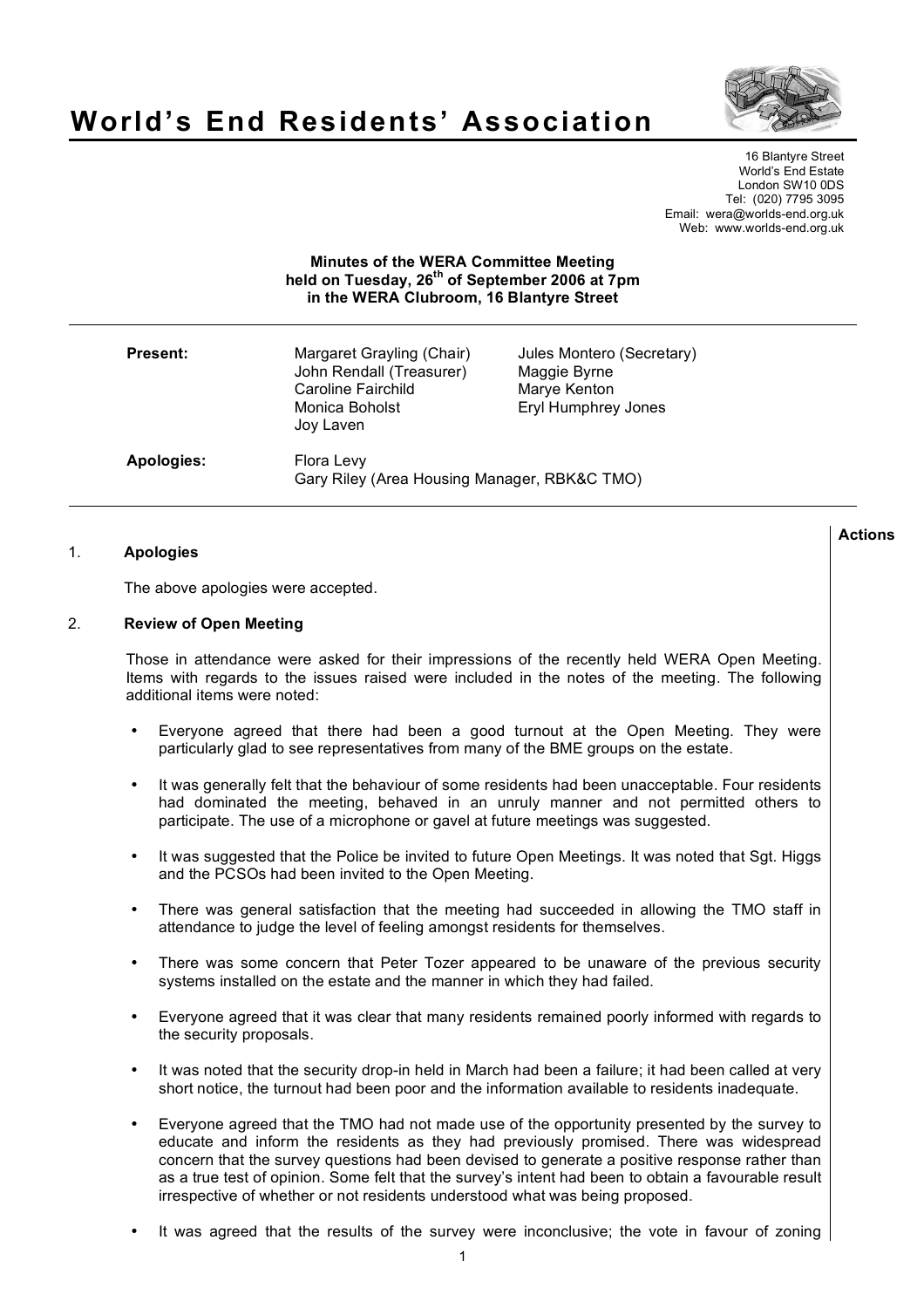# World's End Residents' Association

16 Blantyre Street
World's End Estate
London SW10 0DS
Tel: (020) 7795 3095
Email: wera@worlds-end.org.uk
Web: www.worlds-end.org.uk

**Minutes of the WERA Committee Meeting**
**held on Tuesday, 26th of September 2006 at 7pm**
**in the WERA Clubroom, 16 Blantyre Street**

---

**Present:**

- Margaret Grayling (Chair)
- John Rendall (Treasurer)
- Caroline Fairchild
- Monica Boholst
- Joy Laven
- Jules Montero (Secretary)
- Maggie Byrne
- Marye Kenton
- Eryl Humphrey Jones

**Apologies:**

- Flora Levy
- Gary Riley (Area Housing Manager, RBK&C TMO)

---

**Actions**

1. **Apologies**

   The above apologies were accepted.

2. **Review of Open Meeting**

   Those in attendance were asked for their impressions of the recently held WERA Open Meeting. Items with regards to the issues raised were included in the notes of the meeting. The following additional items were noted:

   - Everyone agreed that there had been a good turnout at the Open Meeting. They were particularly glad to see representatives from many of the BME groups on the estate.
   - It was generally felt that the behaviour of some residents had been unacceptable. Four residents had dominated the meeting, behaved in an unruly manner and not permitted others to participate. The use of a microphone or gavel at future meetings was suggested.
   - It was suggested that the Police be invited to future Open Meetings. It was noted that Sgt. Higgs and the PCSOs had been invited to the Open Meeting.
   - There was general satisfaction that the meeting had succeeded in allowing the TMO staff in attendance to judge the level of feeling amongst residents for themselves.
   - There was some concern that Peter Tozer appeared to be unaware of the previous security systems installed on the estate and the manner in which they had failed.
   - Everyone agreed that it was clear that many residents remained poorly informed with regards to the security proposals.
   - It was noted that the security drop-in held in March had been a failure; it had been called at very short notice, the turnout had been poor and the information available to residents inadequate.
   - Everyone agreed that the TMO had not made use of the opportunity presented by the survey to educate and inform the residents as they had previously promised. There was widespread concern that the survey questions had been devised to generate a positive response rather than as a true test of opinion. Some felt that the survey's intent had been to obtain a favourable result irrespective of whether or not residents understood what was being proposed.
   - It was agreed that the results of the survey were inconclusive; the vote in favour of zoning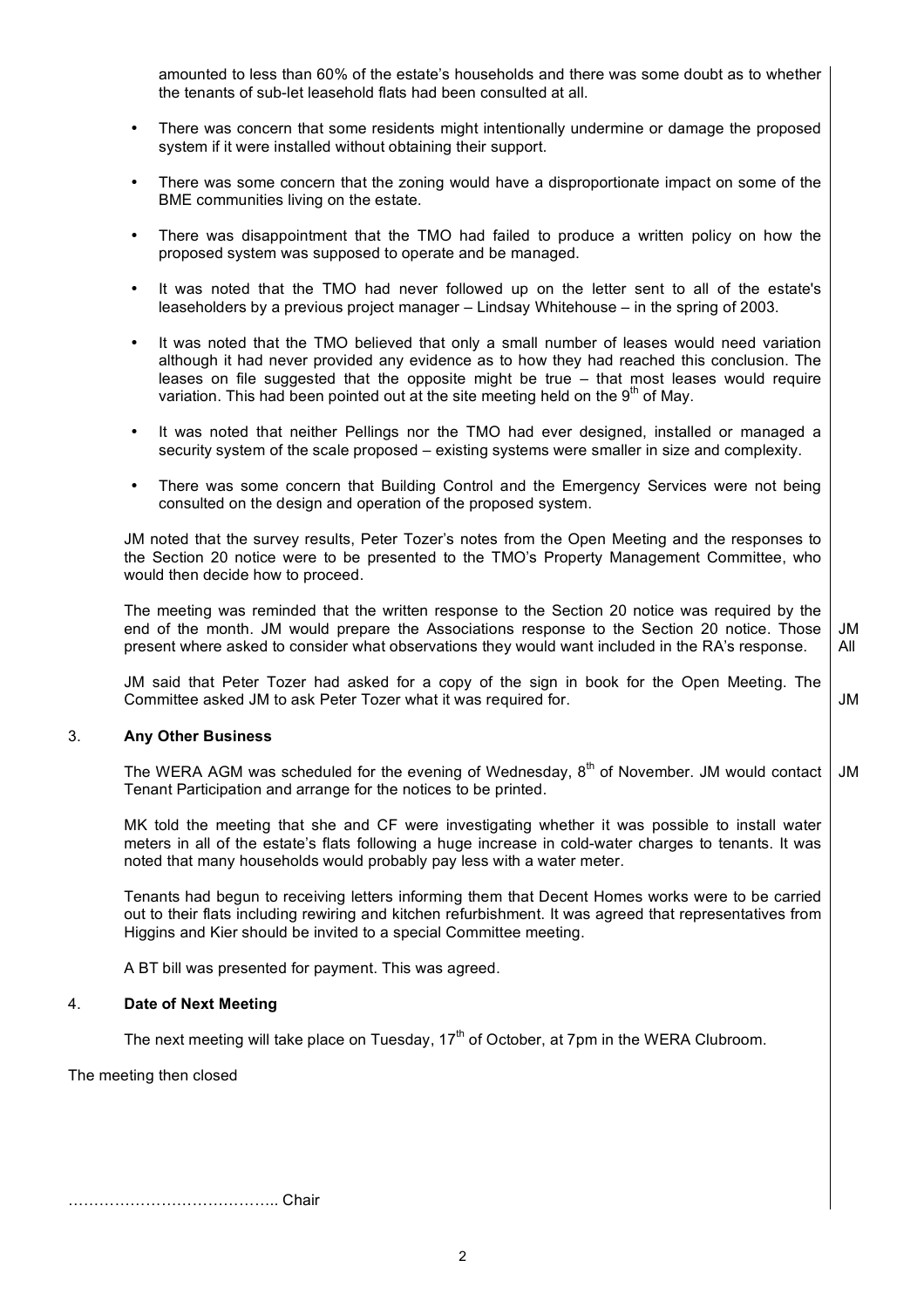amounted to less than 60% of the estate's households and there was some doubt as to whether the tenants of sub-let leasehold flats had been consulted at all.

- There was concern that some residents might intentionally undermine or damage the proposed system if it were installed without obtaining their support.
- There was some concern that the zoning would have a disproportionate impact on some of the BME communities living on the estate.
- There was disappointment that the TMO had failed to produce a written policy on how the proposed system was supposed to operate and be managed.
- It was noted that the TMO had never followed up on the letter sent to all of the estate's leaseholders by a previous project manager – Lindsay Whitehouse – in the spring of 2003.
- It was noted that the TMO believed that only a small number of leases would need variation although it had never provided any evidence as to how they had reached this conclusion. The leases on file suggested that the opposite might be true – that most leases would require variation. This had been pointed out at the site meeting held on the 9th of May.
- It was noted that neither Pellings nor the TMO had ever designed, installed or managed a security system of the scale proposed – existing systems were smaller in size and complexity.
- There was some concern that Building Control and the Emergency Services were not being consulted on the design and operation of the proposed system.

JM noted that the survey results, Peter Tozer's notes from the Open Meeting and the responses to the Section 20 notice were to be presented to the TMO's Property Management Committee, who would then decide how to proceed.

The meeting was reminded that the written response to the Section 20 notice was required by the end of the month. JM would prepare the Associations response to the Section 20 notice. Those present where asked to consider what observations they would want included in the RA's response. **JM** **All**

JM said that Peter Tozer had asked for a copy of the sign in book for the Open Meeting. The Committee asked JM to ask Peter Tozer what it was required for. **JM**

## 3. Any Other Business

The WERA AGM was scheduled for the evening of Wednesday, 8th of November. JM would contact Tenant Participation and arrange for the notices to be printed. **JM**

MK told the meeting that she and CF were investigating whether it was possible to install water meters in all of the estate's flats following a huge increase in cold-water charges to tenants. It was noted that many households would probably pay less with a water meter.

Tenants had begun to receiving letters informing them that Decent Homes works were to be carried out to their flats including rewiring and kitchen refurbishment. It was agreed that representatives from Higgins and Kier should be invited to a special Committee meeting.

A BT bill was presented for payment. This was agreed.

## 4. Date of Next Meeting

The next meeting will take place on Tuesday, 17th of October, at 7pm in the WERA Clubroom.

The meeting then closed

………………………………….. Chair